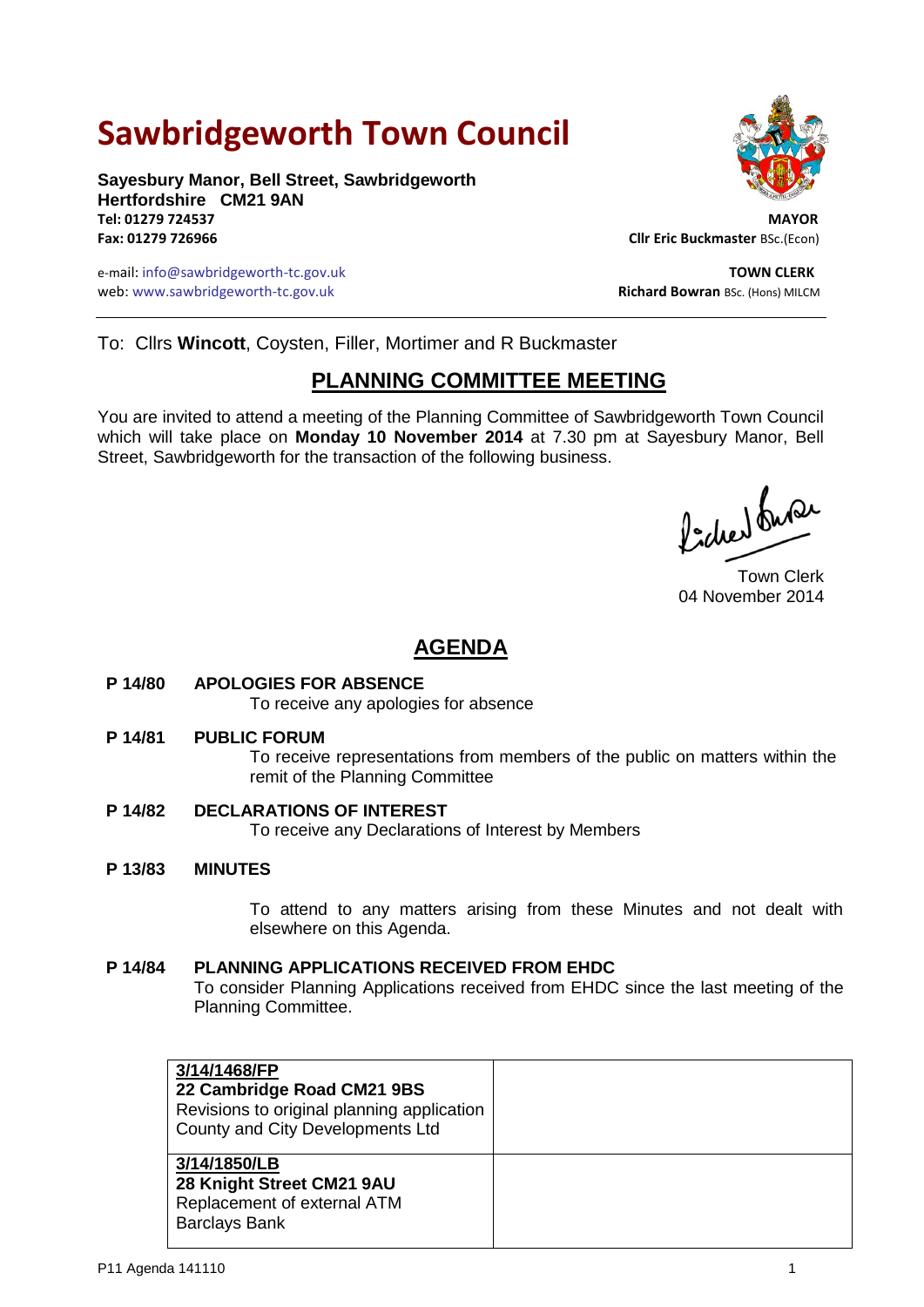# Sawbridgeworth Town Council

**Sayesbury Manor, Bell Street, Sawbridgeworth**
**Hertfordshire CM21 9AN**
**Tel: 01279 724537**
**Fax: 01279 726966**

e-mail: info@sawbridgeworth-tc.gov.uk
web: www.sawbridgeworth-tc.gov.uk

**MAYOR**
**Cllr Eric Buckmaster** BSc.(Econ)

**TOWN CLERK**
**Richard Bowran** BSc. (Hons) MILCM

To: Cllrs **Wincott**, Coysten, Filler, Mortimer and R Buckmaster

## PLANNING COMMITTEE MEETING

You are invited to attend a meeting of the Planning Committee of Sawbridgeworth Town Council which will take place on **Monday 10 November 2014** at 7.30 pm at Sayesbury Manor, Bell Street, Sawbridgeworth for the transaction of the following business.

Town Clerk
04 November 2014

## AGENDA

**P 14/80 APOLOGIES FOR ABSENCE**
To receive any apologies for absence

**P 14/81 PUBLIC FORUM**
To receive representations from members of the public on matters within the remit of the Planning Committee

**P 14/82 DECLARATIONS OF INTEREST**
To receive any Declarations of Interest by Members

**P 13/83 MINUTES**

To attend to any matters arising from these Minutes and not dealt with elsewhere on this Agenda.

**P 14/84 PLANNING APPLICATIONS RECEIVED FROM EHDC**
To consider Planning Applications received from EHDC since the last meeting of the Planning Committee.

| | |
|---|---|
| **3/14/1468/FP**<br>**22 Cambridge Road CM21 9BS**<br>Revisions to original planning application<br>County and City Developments Ltd | |
| **3/14/1850/LB**<br>**28 Knight Street CM21 9AU**<br>Replacement of external ATM<br>Barclays Bank | |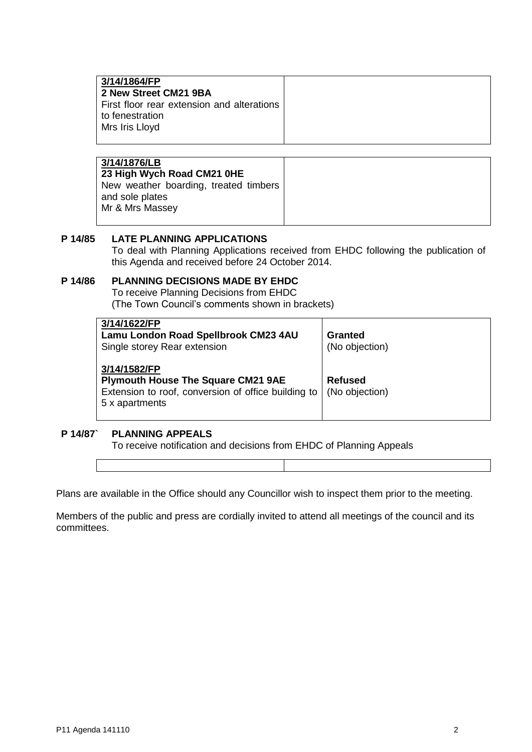| | |
|---|---|
| **3/14/1864/FP**<br>**2 New Street CM21 9BA**<br>First floor rear extension and alterations to fenestration<br>Mrs Iris Lloyd | |

| | |
|---|---|
| **3/14/1876/LB**<br>**23 High Wych Road CM21 0HE**<br>New weather boarding, treated timbers and sole plates<br>Mr & Mrs Massey | |

**P 14/85 LATE PLANNING APPLICATIONS**

To deal with Planning Applications received from EHDC following the publication of this Agenda and received before 24 October 2014.

**P 14/86 PLANNING DECISIONS MADE BY EHDC**

To receive Planning Decisions from EHDC
(The Town Council's comments shown in brackets)

| | |
|---|---|
| **3/14/1622/FP**<br>**Lamu London Road Spellbrook CM23 4AU**<br>Single storey Rear extension | **Granted**<br>(No objection) |
| **3/14/1582/FP**<br>**Plymouth House The Square CM21 9AE**<br>Extension to roof, conversion of office building to 5 x apartments | **Refused**<br>(No objection) |

**P 14/87` PLANNING APPEALS**

To receive notification and decisions from EHDC of Planning Appeals

| | |
|---|---|
| | |

Plans are available in the Office should any Councillor wish to inspect them prior to the meeting.

Members of the public and press are cordially invited to attend all meetings of the council and its committees.

P11 Agenda 141110